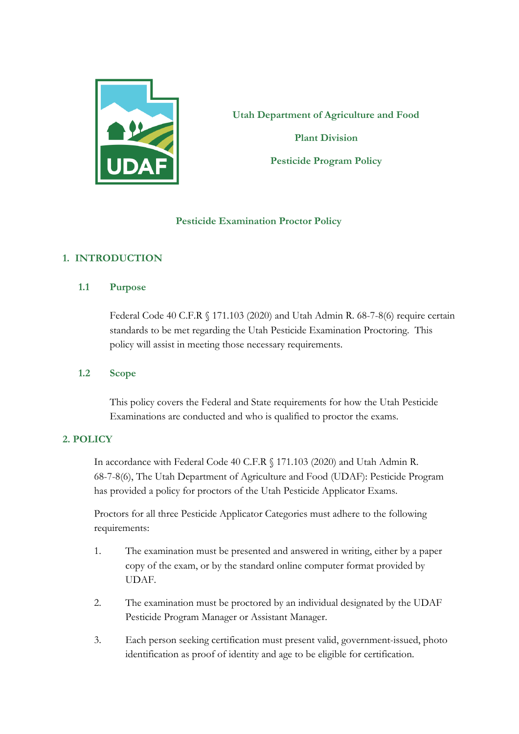**Utah Department of Agriculture and Food**

**Plant Division**

**Pesticide Program Policy**

# Pesticide Examination Proctor Policy

## 1. INTRODUCTION

### 1.1 Purpose

Federal Code 40 C.F.R § 171.103 (2020) and Utah Admin R. 68-7-8(6) require certain standards to be met regarding the Utah Pesticide Examination Proctoring. This policy will assist in meeting those necessary requirements.

### 1.2 Scope

This policy covers the Federal and State requirements for how the Utah Pesticide Examinations are conducted and who is qualified to proctor the exams.

## 2. POLICY

In accordance with Federal Code 40 C.F.R § 171.103 (2020) and Utah Admin R. 68-7-8(6), The Utah Department of Agriculture and Food (UDAF): Pesticide Program has provided a policy for proctors of the Utah Pesticide Applicator Exams.

Proctors for all three Pesticide Applicator Categories must adhere to the following requirements:

1. The examination must be presented and answered in writing, either by a paper copy of the exam, or by the standard online computer format provided by UDAF.
2. The examination must be proctored by an individual designated by the UDAF Pesticide Program Manager or Assistant Manager.
3. Each person seeking certification must present valid, government-issued, photo identification as proof of identity and age to be eligible for certification.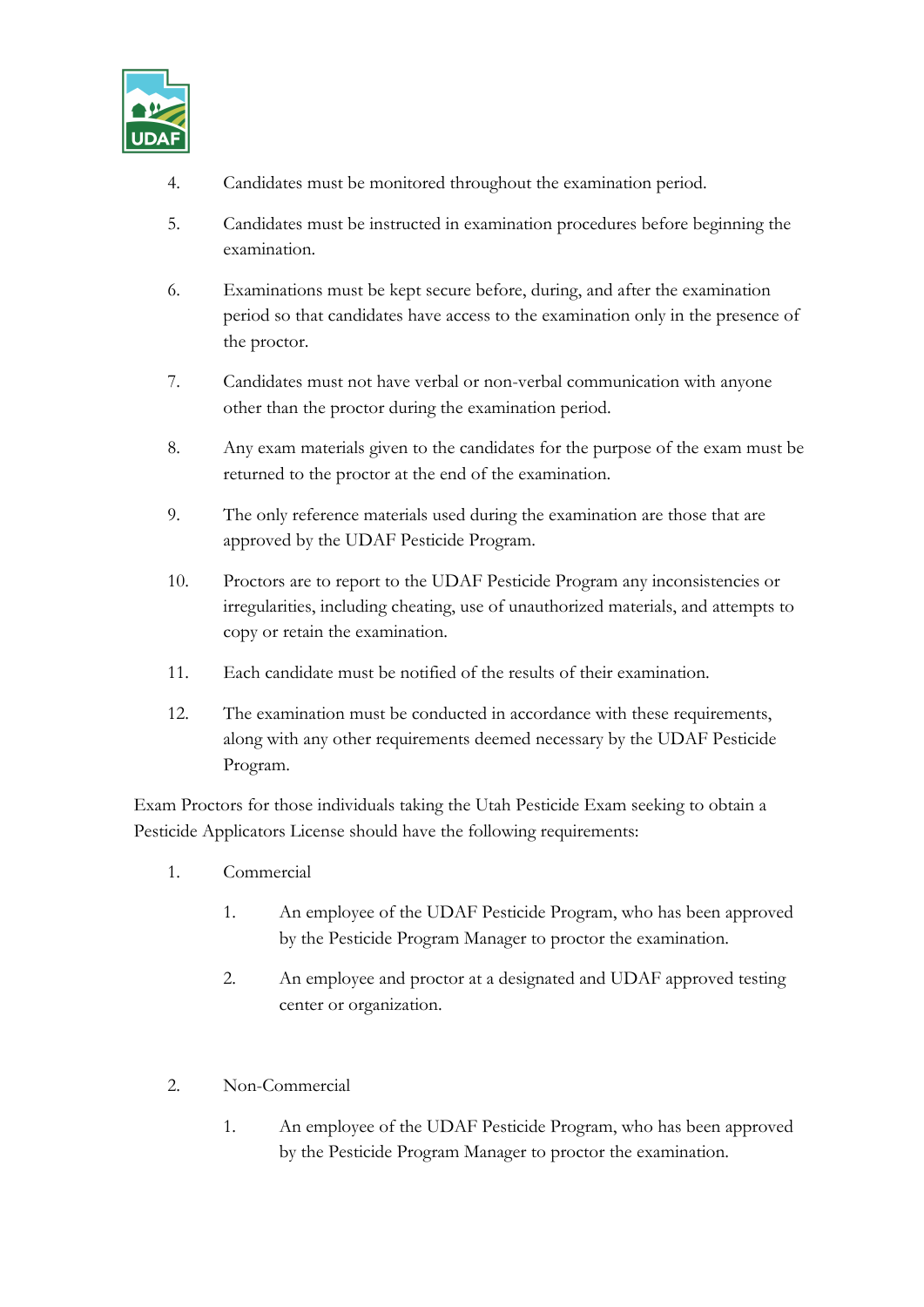4. Candidates must be monitored throughout the examination period.

5. Candidates must be instructed in examination procedures before beginning the examination.

6. Examinations must be kept secure before, during, and after the examination period so that candidates have access to the examination only in the presence of the proctor.

7. Candidates must not have verbal or non-verbal communication with anyone other than the proctor during the examination period.

8. Any exam materials given to the candidates for the purpose of the exam must be returned to the proctor at the end of the examination.

9. The only reference materials used during the examination are those that are approved by the UDAF Pesticide Program.

10. Proctors are to report to the UDAF Pesticide Program any inconsistencies or irregularities, including cheating, use of unauthorized materials, and attempts to copy or retain the examination.

11. Each candidate must be notified of the results of their examination.

12. The examination must be conducted in accordance with these requirements, along with any other requirements deemed necessary by the UDAF Pesticide Program.

Exam Proctors for those individuals taking the Utah Pesticide Exam seeking to obtain a Pesticide Applicators License should have the following requirements:

1. Commercial

    1. An employee of the UDAF Pesticide Program, who has been approved by the Pesticide Program Manager to proctor the examination.

    2. An employee and proctor at a designated and UDAF approved testing center or organization.

2. Non-Commercial

    1. An employee of the UDAF Pesticide Program, who has been approved by the Pesticide Program Manager to proctor the examination.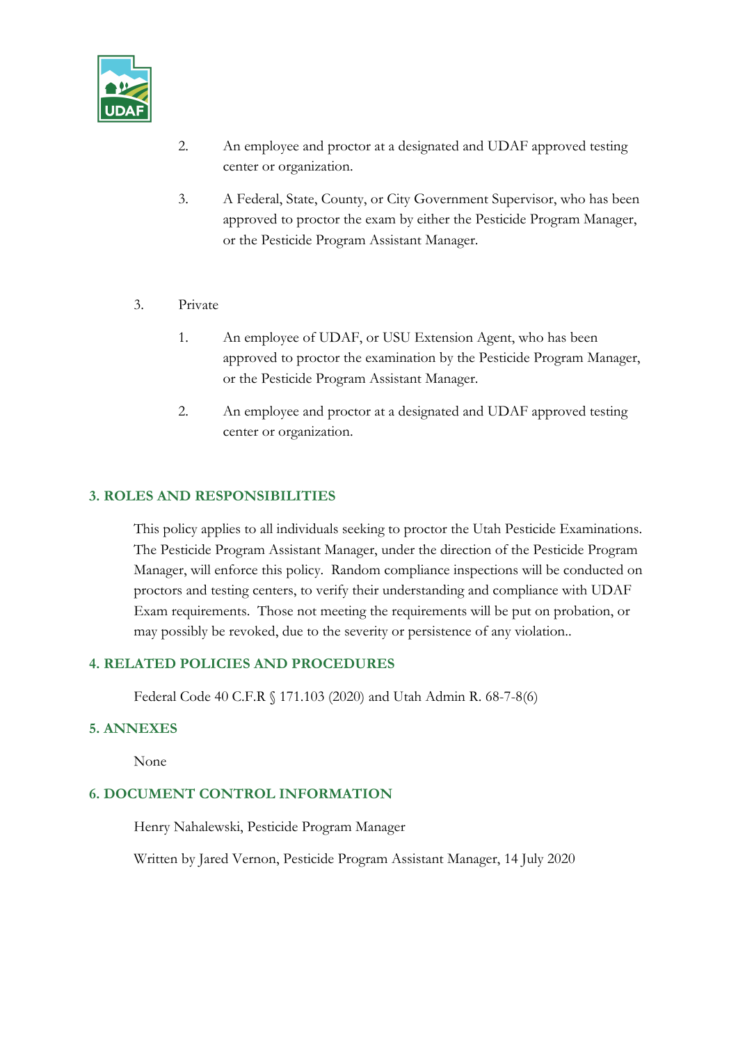2. An employee and proctor at a designated and UDAF approved testing center or organization.

   3. A Federal, State, County, or City Government Supervisor, who has been approved to proctor the exam by either the Pesticide Program Manager, or the Pesticide Program Assistant Manager.

3. Private

   1. An employee of UDAF, or USU Extension Agent, who has been approved to proctor the examination by the Pesticide Program Manager, or the Pesticide Program Assistant Manager.

   2. An employee and proctor at a designated and UDAF approved testing center or organization.

## 3. ROLES AND RESPONSIBILITIES

This policy applies to all individuals seeking to proctor the Utah Pesticide Examinations. The Pesticide Program Assistant Manager, under the direction of the Pesticide Program Manager, will enforce this policy. Random compliance inspections will be conducted on proctors and testing centers, to verify their understanding and compliance with UDAF Exam requirements. Those not meeting the requirements will be put on probation, or may possibly be revoked, due to the severity or persistence of any violation..

## 4. RELATED POLICIES AND PROCEDURES

Federal Code 40 C.F.R § 171.103 (2020) and Utah Admin R. 68-7-8(6)

## 5. ANNEXES

None

## 6. DOCUMENT CONTROL INFORMATION

Henry Nahalewski, Pesticide Program Manager

Written by Jared Vernon, Pesticide Program Assistant Manager, 14 July 2020